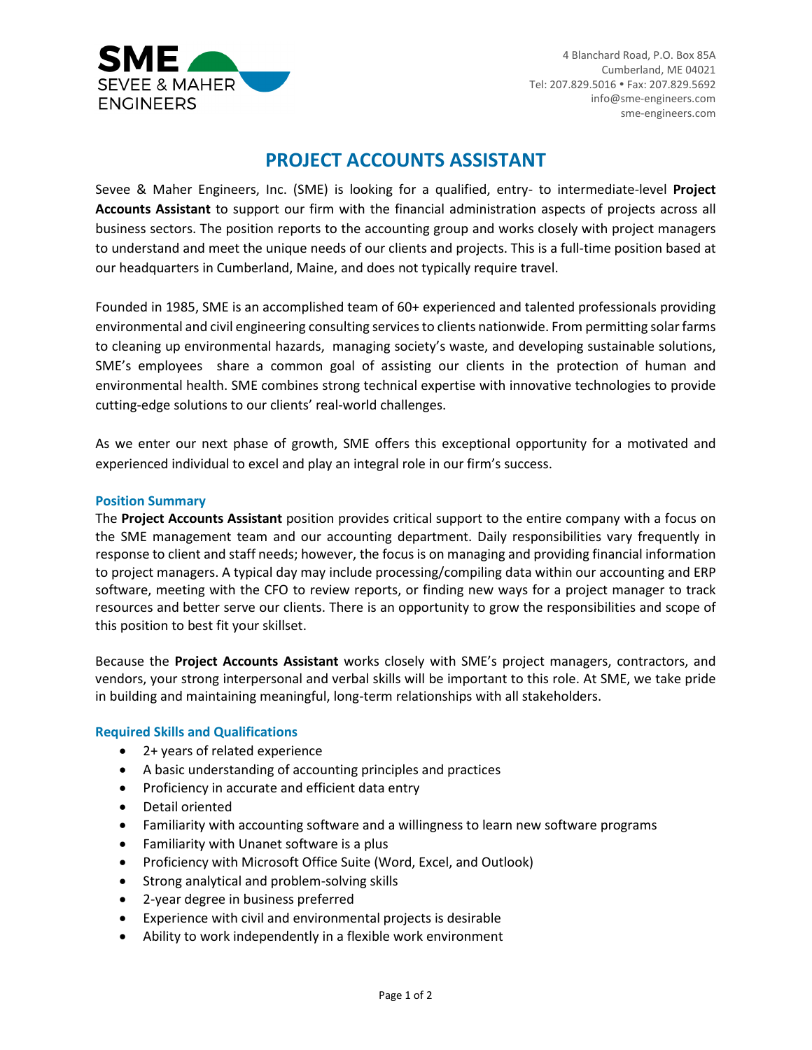SME SEVEE & MAHER ENGINEERS

4 Blanchard Road, P.O. Box 85A
Cumberland, ME 04021
Tel: 207.829.5016 • Fax: 207.829.5692
info@sme-engineers.com
sme-engineers.com

# PROJECT ACCOUNTS ASSISTANT

Sevee & Maher Engineers, Inc. (SME) is looking for a qualified, entry- to intermediate-level **Project Accounts Assistant** to support our firm with the financial administration aspects of projects across all business sectors. The position reports to the accounting group and works closely with project managers to understand and meet the unique needs of our clients and projects. This is a full-time position based at our headquarters in Cumberland, Maine, and does not typically require travel.

Founded in 1985, SME is an accomplished team of 60+ experienced and talented professionals providing environmental and civil engineering consulting services to clients nationwide. From permitting solar farms to cleaning up environmental hazards, managing society's waste, and developing sustainable solutions, SME's employees share a common goal of assisting our clients in the protection of human and environmental health. SME combines strong technical expertise with innovative technologies to provide cutting-edge solutions to our clients' real-world challenges.

As we enter our next phase of growth, SME offers this exceptional opportunity for a motivated and experienced individual to excel and play an integral role in our firm's success.

## Position Summary

The **Project Accounts Assistant** position provides critical support to the entire company with a focus on the SME management team and our accounting department. Daily responsibilities vary frequently in response to client and staff needs; however, the focus is on managing and providing financial information to project managers. A typical day may include processing/compiling data within our accounting and ERP software, meeting with the CFO to review reports, or finding new ways for a project manager to track resources and better serve our clients. There is an opportunity to grow the responsibilities and scope of this position to best fit your skillset.

Because the **Project Accounts Assistant** works closely with SME's project managers, contractors, and vendors, your strong interpersonal and verbal skills will be important to this role. At SME, we take pride in building and maintaining meaningful, long-term relationships with all stakeholders.

## Required Skills and Qualifications

- 2+ years of related experience
- A basic understanding of accounting principles and practices
- Proficiency in accurate and efficient data entry
- Detail oriented
- Familiarity with accounting software and a willingness to learn new software programs
- Familiarity with Unanet software is a plus
- Proficiency with Microsoft Office Suite (Word, Excel, and Outlook)
- Strong analytical and problem-solving skills
- 2-year degree in business preferred
- Experience with civil and environmental projects is desirable
- Ability to work independently in a flexible work environment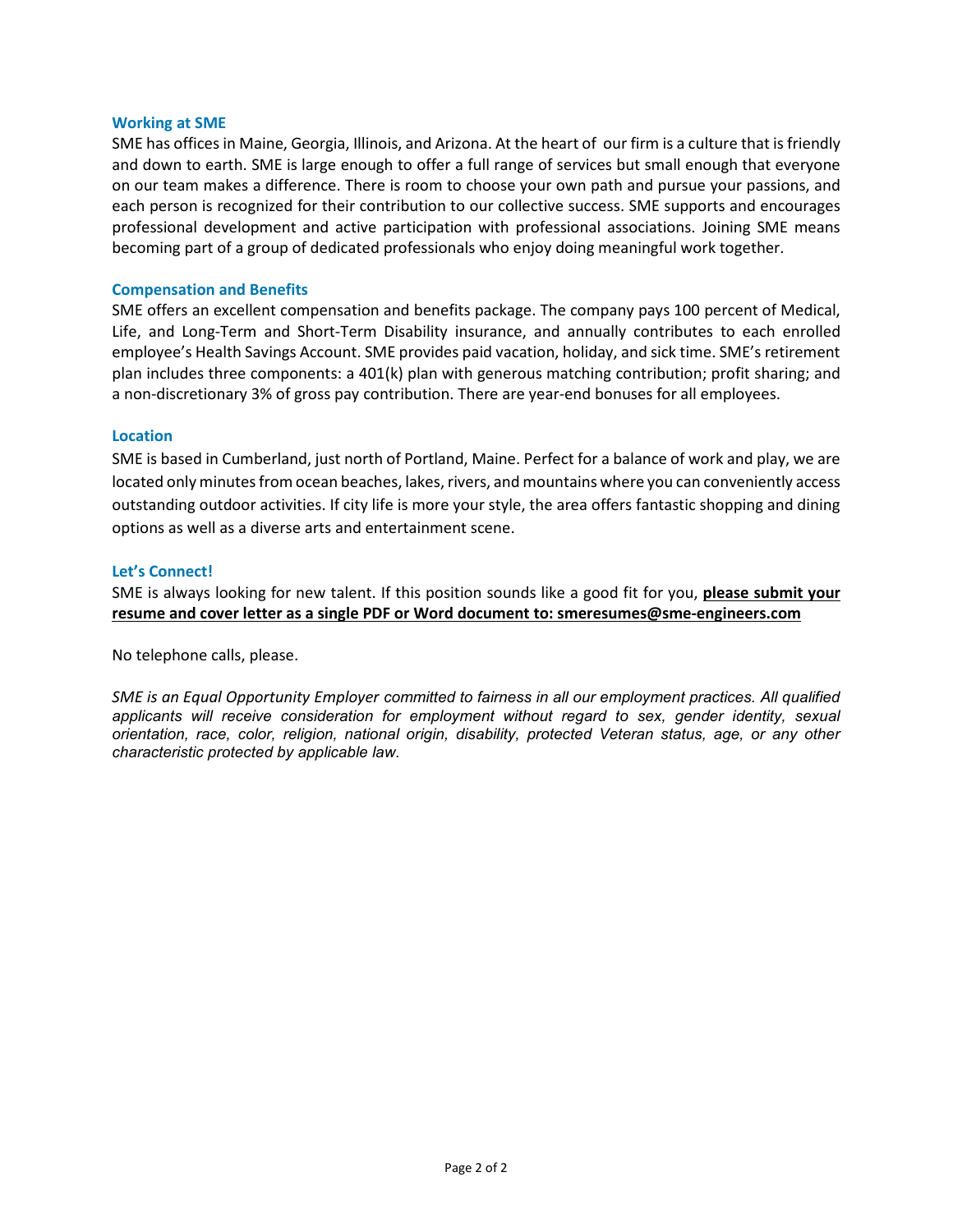### Working at SME

SME has offices in Maine, Georgia, Illinois, and Arizona. At the heart of our firm is a culture that is friendly and down to earth. SME is large enough to offer a full range of services but small enough that everyone on our team makes a difference. There is room to choose your own path and pursue your passions, and each person is recognized for their contribution to our collective success. SME supports and encourages professional development and active participation with professional associations. Joining SME means becoming part of a group of dedicated professionals who enjoy doing meaningful work together.

### Compensation and Benefits

SME offers an excellent compensation and benefits package. The company pays 100 percent of Medical, Life, and Long-Term and Short-Term Disability insurance, and annually contributes to each enrolled employee's Health Savings Account. SME provides paid vacation, holiday, and sick time. SME's retirement plan includes three components: a 401(k) plan with generous matching contribution; profit sharing; and a non-discretionary 3% of gross pay contribution. There are year-end bonuses for all employees.

### Location

SME is based in Cumberland, just north of Portland, Maine. Perfect for a balance of work and play, we are located only minutes from ocean beaches, lakes, rivers, and mountains where you can conveniently access outstanding outdoor activities. If city life is more your style, the area offers fantastic shopping and dining options as well as a diverse arts and entertainment scene.

### Let's Connect!

SME is always looking for new talent. If this position sounds like a good fit for you, **please submit your resume and cover letter as a single PDF or Word document to: smeresumes@sme-engineers.com**

No telephone calls, please.

*SME is an Equal Opportunity Employer committed to fairness in all our employment practices. All qualified applicants will receive consideration for employment without regard to sex, gender identity, sexual orientation, race, color, religion, national origin, disability, protected Veteran status, age, or any other characteristic protected by applicable law.*